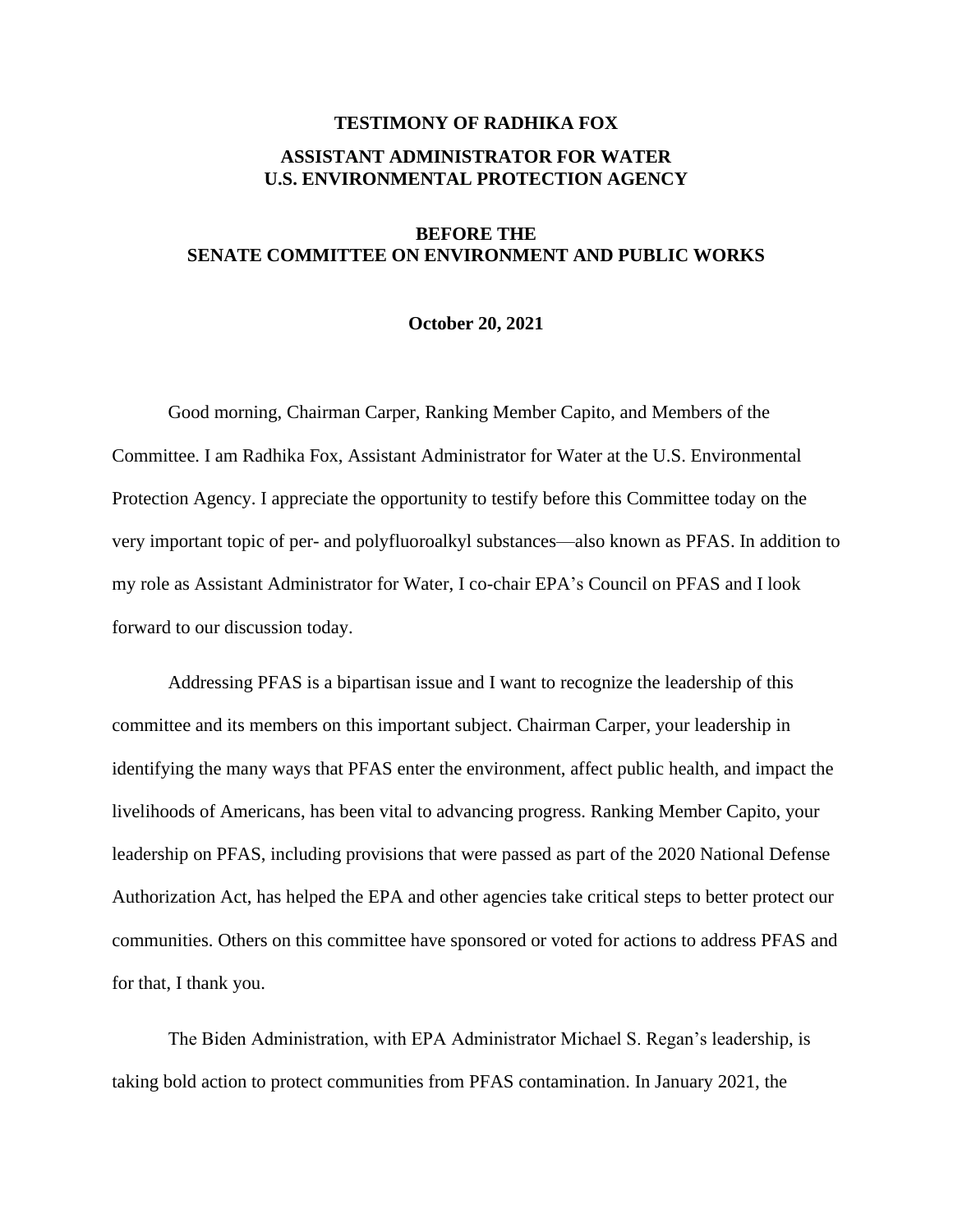**TESTIMONY OF RADHIKA FOX**

**ASSISTANT ADMINISTRATOR FOR WATER**
**U.S. ENVIRONMENTAL PROTECTION AGENCY**

**BEFORE THE**
**SENATE COMMITTEE ON ENVIRONMENT AND PUBLIC WORKS**

**October 20, 2021**

Good morning, Chairman Carper, Ranking Member Capito, and Members of the Committee. I am Radhika Fox, Assistant Administrator for Water at the U.S. Environmental Protection Agency. I appreciate the opportunity to testify before this Committee today on the very important topic of per- and polyfluoroalkyl substances—also known as PFAS. In addition to my role as Assistant Administrator for Water, I co-chair EPA's Council on PFAS and I look forward to our discussion today.

Addressing PFAS is a bipartisan issue and I want to recognize the leadership of this committee and its members on this important subject. Chairman Carper, your leadership in identifying the many ways that PFAS enter the environment, affect public health, and impact the livelihoods of Americans, has been vital to advancing progress. Ranking Member Capito, your leadership on PFAS, including provisions that were passed as part of the 2020 National Defense Authorization Act, has helped the EPA and other agencies take critical steps to better protect our communities. Others on this committee have sponsored or voted for actions to address PFAS and for that, I thank you.

The Biden Administration, with EPA Administrator Michael S. Regan's leadership, is taking bold action to protect communities from PFAS contamination. In January 2021, the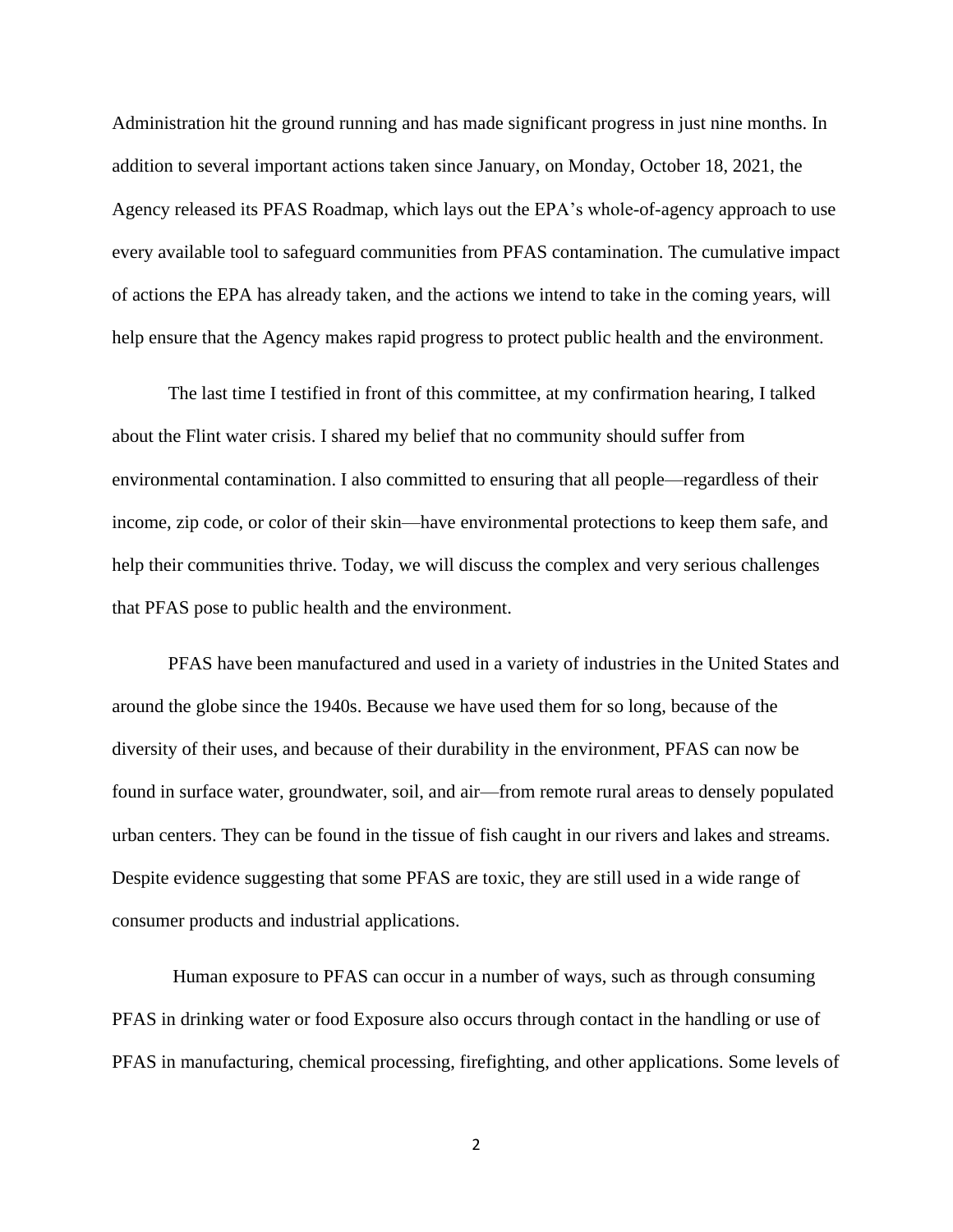Administration hit the ground running and has made significant progress in just nine months. In addition to several important actions taken since January, on Monday, October 18, 2021, the Agency released its PFAS Roadmap, which lays out the EPA's whole-of-agency approach to use every available tool to safeguard communities from PFAS contamination. The cumulative impact of actions the EPA has already taken, and the actions we intend to take in the coming years, will help ensure that the Agency makes rapid progress to protect public health and the environment.

The last time I testified in front of this committee, at my confirmation hearing, I talked about the Flint water crisis. I shared my belief that no community should suffer from environmental contamination. I also committed to ensuring that all people—regardless of their income, zip code, or color of their skin—have environmental protections to keep them safe, and help their communities thrive. Today, we will discuss the complex and very serious challenges that PFAS pose to public health and the environment.

PFAS have been manufactured and used in a variety of industries in the United States and around the globe since the 1940s. Because we have used them for so long, because of the diversity of their uses, and because of their durability in the environment, PFAS can now be found in surface water, groundwater, soil, and air—from remote rural areas to densely populated urban centers. They can be found in the tissue of fish caught in our rivers and lakes and streams. Despite evidence suggesting that some PFAS are toxic, they are still used in a wide range of consumer products and industrial applications.

Human exposure to PFAS can occur in a number of ways, such as through consuming PFAS in drinking water or food Exposure also occurs through contact in the handling or use of PFAS in manufacturing, chemical processing, firefighting, and other applications. Some levels of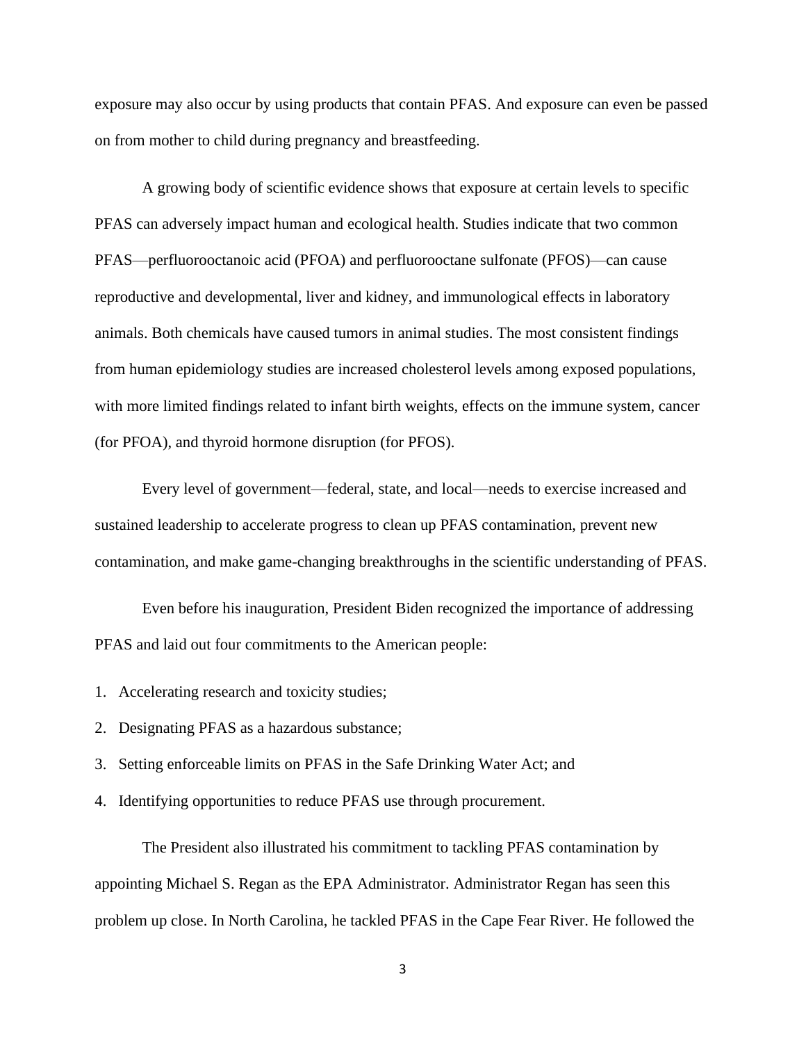exposure may also occur by using products that contain PFAS. And exposure can even be passed on from mother to child during pregnancy and breastfeeding.

A growing body of scientific evidence shows that exposure at certain levels to specific PFAS can adversely impact human and ecological health. Studies indicate that two common PFAS—perfluorooctanoic acid (PFOA) and perfluorooctane sulfonate (PFOS)—can cause reproductive and developmental, liver and kidney, and immunological effects in laboratory animals. Both chemicals have caused tumors in animal studies. The most consistent findings from human epidemiology studies are increased cholesterol levels among exposed populations, with more limited findings related to infant birth weights, effects on the immune system, cancer (for PFOA), and thyroid hormone disruption (for PFOS).

Every level of government—federal, state, and local—needs to exercise increased and sustained leadership to accelerate progress to clean up PFAS contamination, prevent new contamination, and make game-changing breakthroughs in the scientific understanding of PFAS.

Even before his inauguration, President Biden recognized the importance of addressing PFAS and laid out four commitments to the American people:

1. Accelerating research and toxicity studies;
2. Designating PFAS as a hazardous substance;
3. Setting enforceable limits on PFAS in the Safe Drinking Water Act; and
4. Identifying opportunities to reduce PFAS use through procurement.

The President also illustrated his commitment to tackling PFAS contamination by appointing Michael S. Regan as the EPA Administrator. Administrator Regan has seen this problem up close. In North Carolina, he tackled PFAS in the Cape Fear River. He followed the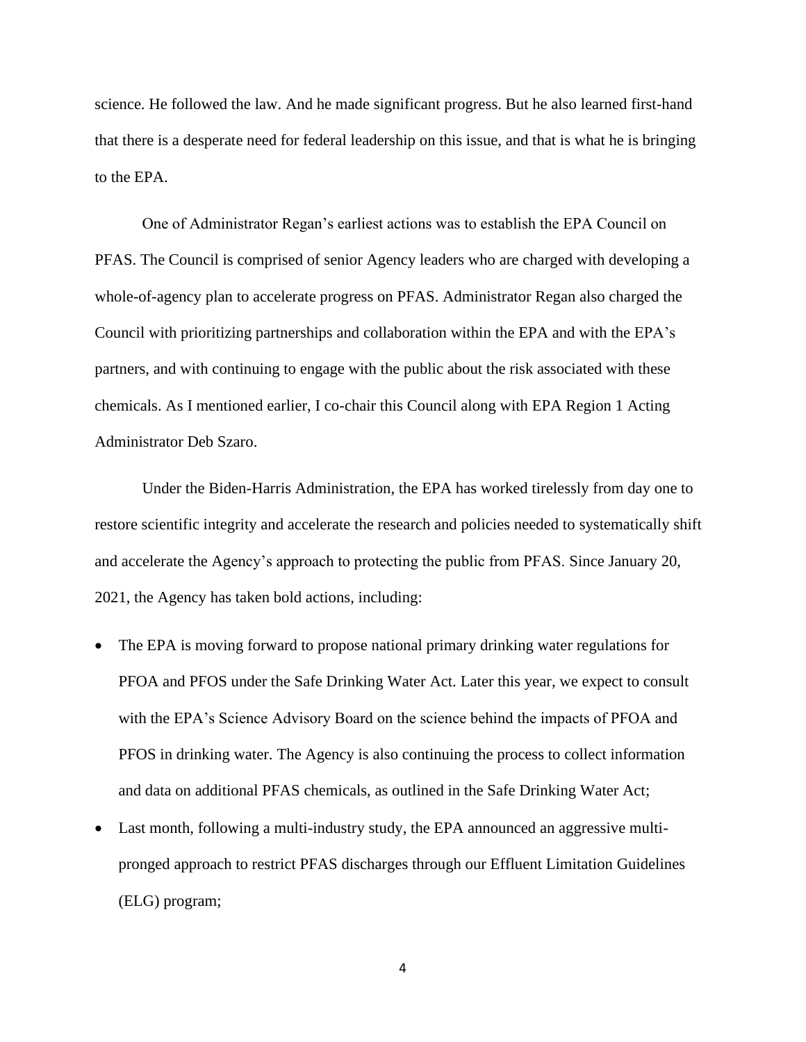science. He followed the law. And he made significant progress. But he also learned first-hand that there is a desperate need for federal leadership on this issue, and that is what he is bringing to the EPA.

One of Administrator Regan's earliest actions was to establish the EPA Council on PFAS. The Council is comprised of senior Agency leaders who are charged with developing a whole-of-agency plan to accelerate progress on PFAS. Administrator Regan also charged the Council with prioritizing partnerships and collaboration within the EPA and with the EPA's partners, and with continuing to engage with the public about the risk associated with these chemicals. As I mentioned earlier, I co-chair this Council along with EPA Region 1 Acting Administrator Deb Szaro.

Under the Biden-Harris Administration, the EPA has worked tirelessly from day one to restore scientific integrity and accelerate the research and policies needed to systematically shift and accelerate the Agency's approach to protecting the public from PFAS. Since January 20, 2021, the Agency has taken bold actions, including:

- The EPA is moving forward to propose national primary drinking water regulations for PFOA and PFOS under the Safe Drinking Water Act. Later this year, we expect to consult with the EPA's Science Advisory Board on the science behind the impacts of PFOA and PFOS in drinking water. The Agency is also continuing the process to collect information and data on additional PFAS chemicals, as outlined in the Safe Drinking Water Act;
- Last month, following a multi-industry study, the EPA announced an aggressive multi-pronged approach to restrict PFAS discharges through our Effluent Limitation Guidelines (ELG) program;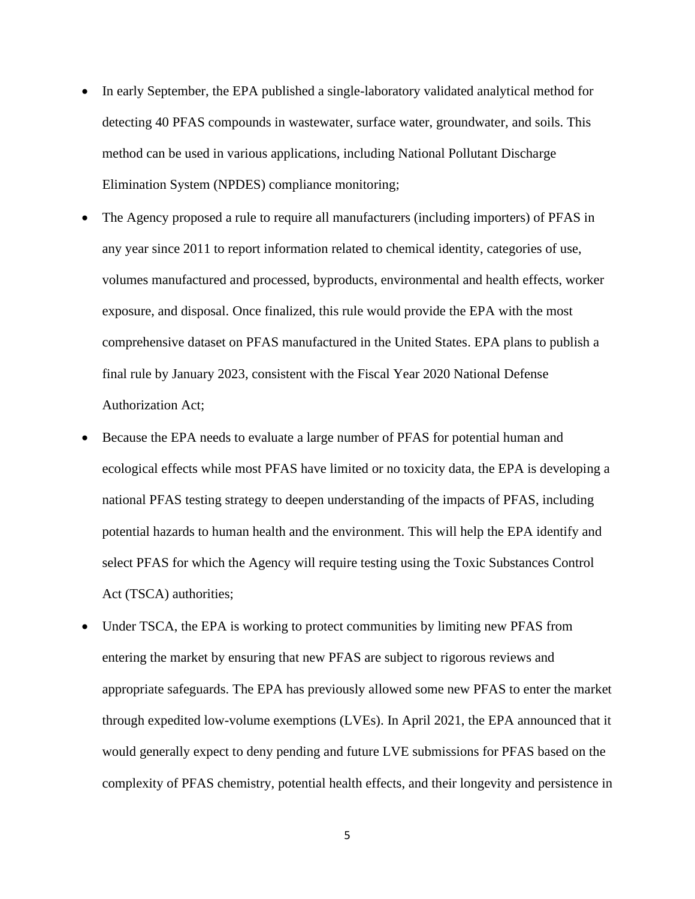- In early September, the EPA published a single-laboratory validated analytical method for detecting 40 PFAS compounds in wastewater, surface water, groundwater, and soils. This method can be used in various applications, including National Pollutant Discharge Elimination System (NPDES) compliance monitoring;
- The Agency proposed a rule to require all manufacturers (including importers) of PFAS in any year since 2011 to report information related to chemical identity, categories of use, volumes manufactured and processed, byproducts, environmental and health effects, worker exposure, and disposal. Once finalized, this rule would provide the EPA with the most comprehensive dataset on PFAS manufactured in the United States. EPA plans to publish a final rule by January 2023, consistent with the Fiscal Year 2020 National Defense Authorization Act;
- Because the EPA needs to evaluate a large number of PFAS for potential human and ecological effects while most PFAS have limited or no toxicity data, the EPA is developing a national PFAS testing strategy to deepen understanding of the impacts of PFAS, including potential hazards to human health and the environment. This will help the EPA identify and select PFAS for which the Agency will require testing using the Toxic Substances Control Act (TSCA) authorities;
- Under TSCA, the EPA is working to protect communities by limiting new PFAS from entering the market by ensuring that new PFAS are subject to rigorous reviews and appropriate safeguards. The EPA has previously allowed some new PFAS to enter the market through expedited low-volume exemptions (LVEs). In April 2021, the EPA announced that it would generally expect to deny pending and future LVE submissions for PFAS based on the complexity of PFAS chemistry, potential health effects, and their longevity and persistence in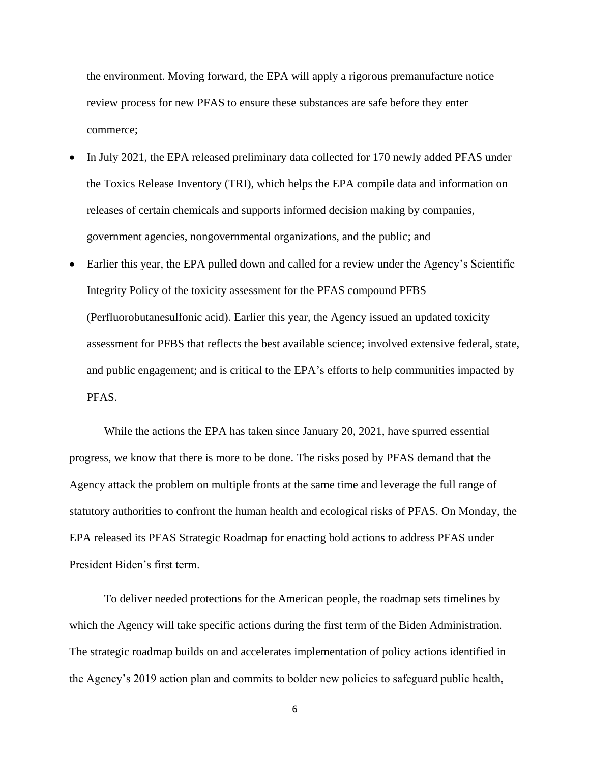the environment. Moving forward, the EPA will apply a rigorous premanufacture notice review process for new PFAS to ensure these substances are safe before they enter commerce;

- In July 2021, the EPA released preliminary data collected for 170 newly added PFAS under the Toxics Release Inventory (TRI), which helps the EPA compile data and information on releases of certain chemicals and supports informed decision making by companies, government agencies, nongovernmental organizations, and the public; and
- Earlier this year, the EPA pulled down and called for a review under the Agency's Scientific Integrity Policy of the toxicity assessment for the PFAS compound PFBS (Perfluorobutanesulfonic acid). Earlier this year, the Agency issued an updated toxicity assessment for PFBS that reflects the best available science; involved extensive federal, state, and public engagement; and is critical to the EPA's efforts to help communities impacted by PFAS.

While the actions the EPA has taken since January 20, 2021, have spurred essential progress, we know that there is more to be done. The risks posed by PFAS demand that the Agency attack the problem on multiple fronts at the same time and leverage the full range of statutory authorities to confront the human health and ecological risks of PFAS. On Monday, the EPA released its PFAS Strategic Roadmap for enacting bold actions to address PFAS under President Biden's first term.

To deliver needed protections for the American people, the roadmap sets timelines by which the Agency will take specific actions during the first term of the Biden Administration. The strategic roadmap builds on and accelerates implementation of policy actions identified in the Agency's 2019 action plan and commits to bolder new policies to safeguard public health,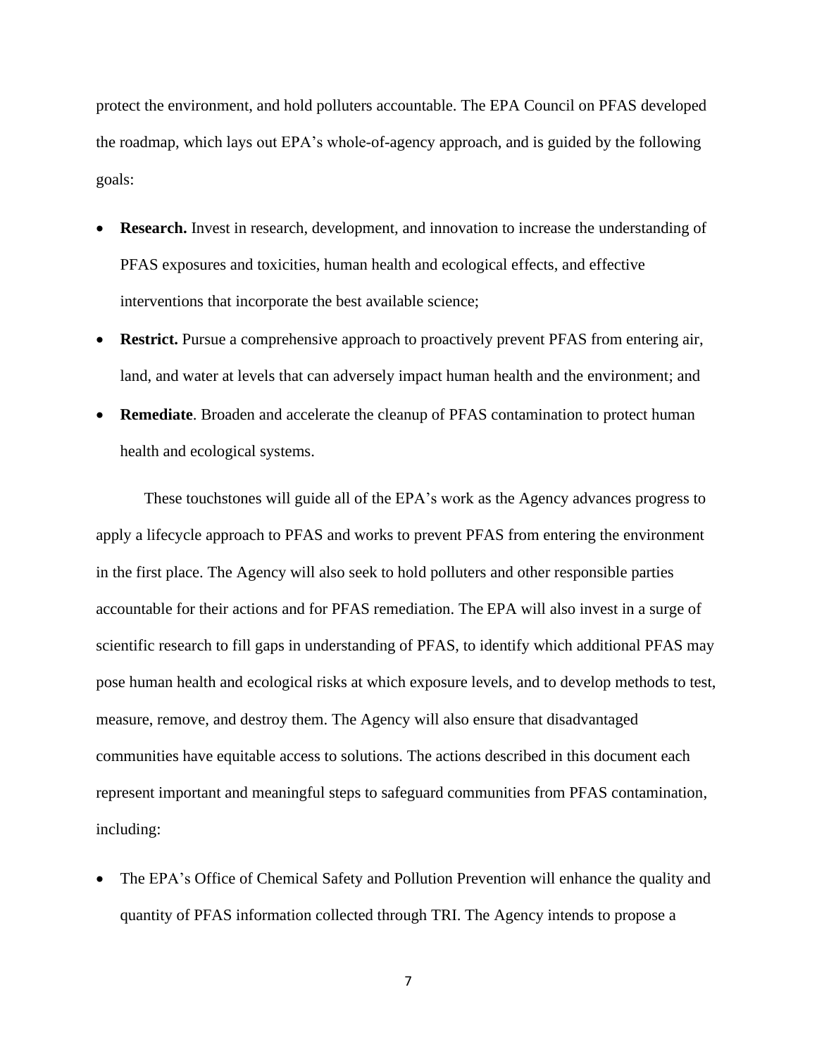protect the environment, and hold polluters accountable. The EPA Council on PFAS developed the roadmap, which lays out EPA's whole-of-agency approach, and is guided by the following goals:

- **Research.** Invest in research, development, and innovation to increase the understanding of PFAS exposures and toxicities, human health and ecological effects, and effective interventions that incorporate the best available science;
- **Restrict.** Pursue a comprehensive approach to proactively prevent PFAS from entering air, land, and water at levels that can adversely impact human health and the environment; and
- **Remediate**. Broaden and accelerate the cleanup of PFAS contamination to protect human health and ecological systems.

These touchstones will guide all of the EPA's work as the Agency advances progress to apply a lifecycle approach to PFAS and works to prevent PFAS from entering the environment in the first place. The Agency will also seek to hold polluters and other responsible parties accountable for their actions and for PFAS remediation. The EPA will also invest in a surge of scientific research to fill gaps in understanding of PFAS, to identify which additional PFAS may pose human health and ecological risks at which exposure levels, and to develop methods to test, measure, remove, and destroy them. The Agency will also ensure that disadvantaged communities have equitable access to solutions. The actions described in this document each represent important and meaningful steps to safeguard communities from PFAS contamination, including:

- The EPA's Office of Chemical Safety and Pollution Prevention will enhance the quality and quantity of PFAS information collected through TRI. The Agency intends to propose a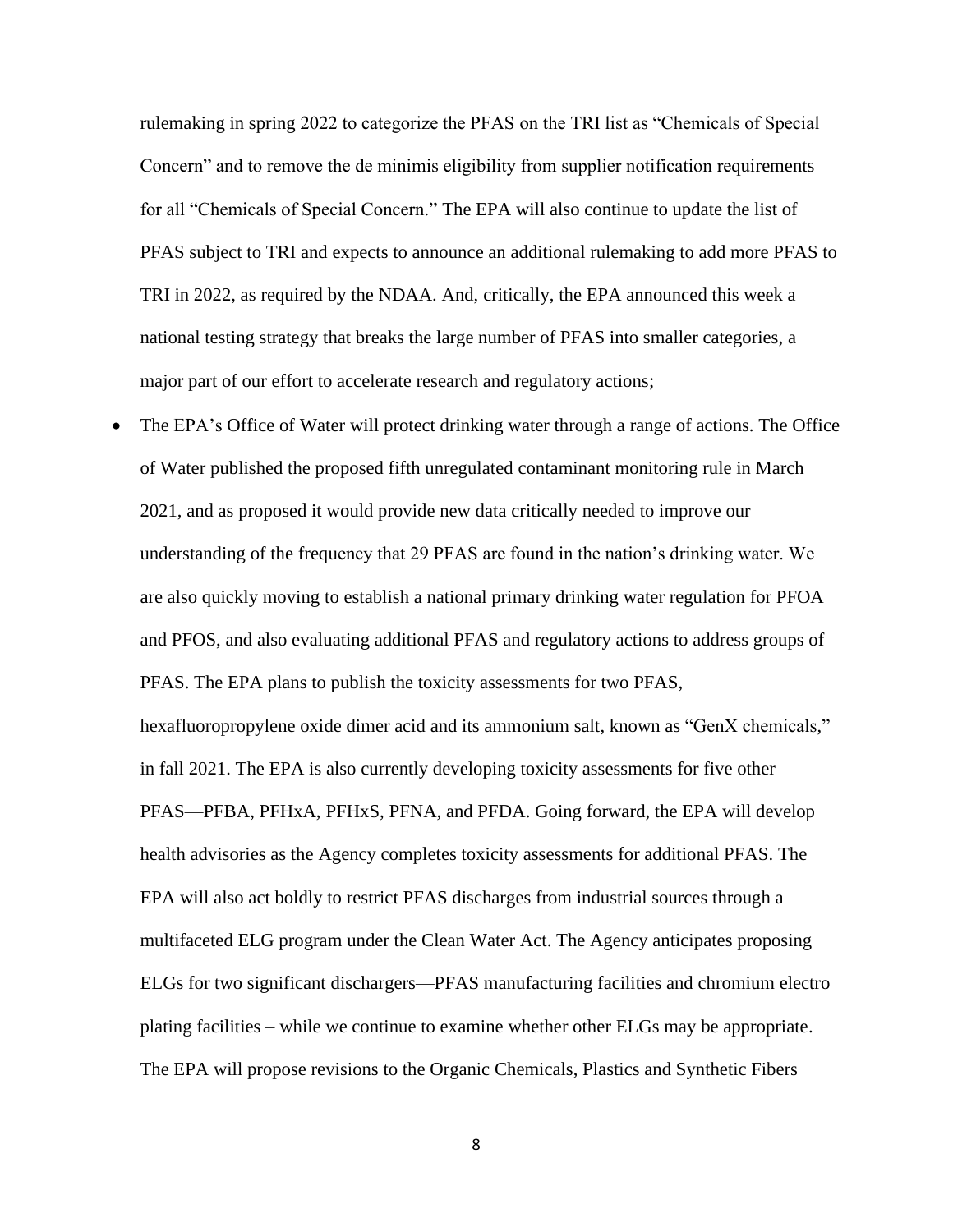rulemaking in spring 2022 to categorize the PFAS on the TRI list as "Chemicals of Special Concern" and to remove the de minimis eligibility from supplier notification requirements for all "Chemicals of Special Concern." The EPA will also continue to update the list of PFAS subject to TRI and expects to announce an additional rulemaking to add more PFAS to TRI in 2022, as required by the NDAA. And, critically, the EPA announced this week a national testing strategy that breaks the large number of PFAS into smaller categories, a major part of our effort to accelerate research and regulatory actions;

- The EPA's Office of Water will protect drinking water through a range of actions. The Office of Water published the proposed fifth unregulated contaminant monitoring rule in March 2021, and as proposed it would provide new data critically needed to improve our understanding of the frequency that 29 PFAS are found in the nation's drinking water. We are also quickly moving to establish a national primary drinking water regulation for PFOA and PFOS, and also evaluating additional PFAS and regulatory actions to address groups of PFAS. The EPA plans to publish the toxicity assessments for two PFAS, hexafluoropropylene oxide dimer acid and its ammonium salt, known as "GenX chemicals," in fall 2021. The EPA is also currently developing toxicity assessments for five other PFAS—PFBA, PFHxA, PFHxS, PFNA, and PFDA. Going forward, the EPA will develop health advisories as the Agency completes toxicity assessments for additional PFAS. The EPA will also act boldly to restrict PFAS discharges from industrial sources through a multifaceted ELG program under the Clean Water Act. The Agency anticipates proposing ELGs for two significant dischargers—PFAS manufacturing facilities and chromium electro plating facilities – while we continue to examine whether other ELGs may be appropriate. The EPA will propose revisions to the Organic Chemicals, Plastics and Synthetic Fibers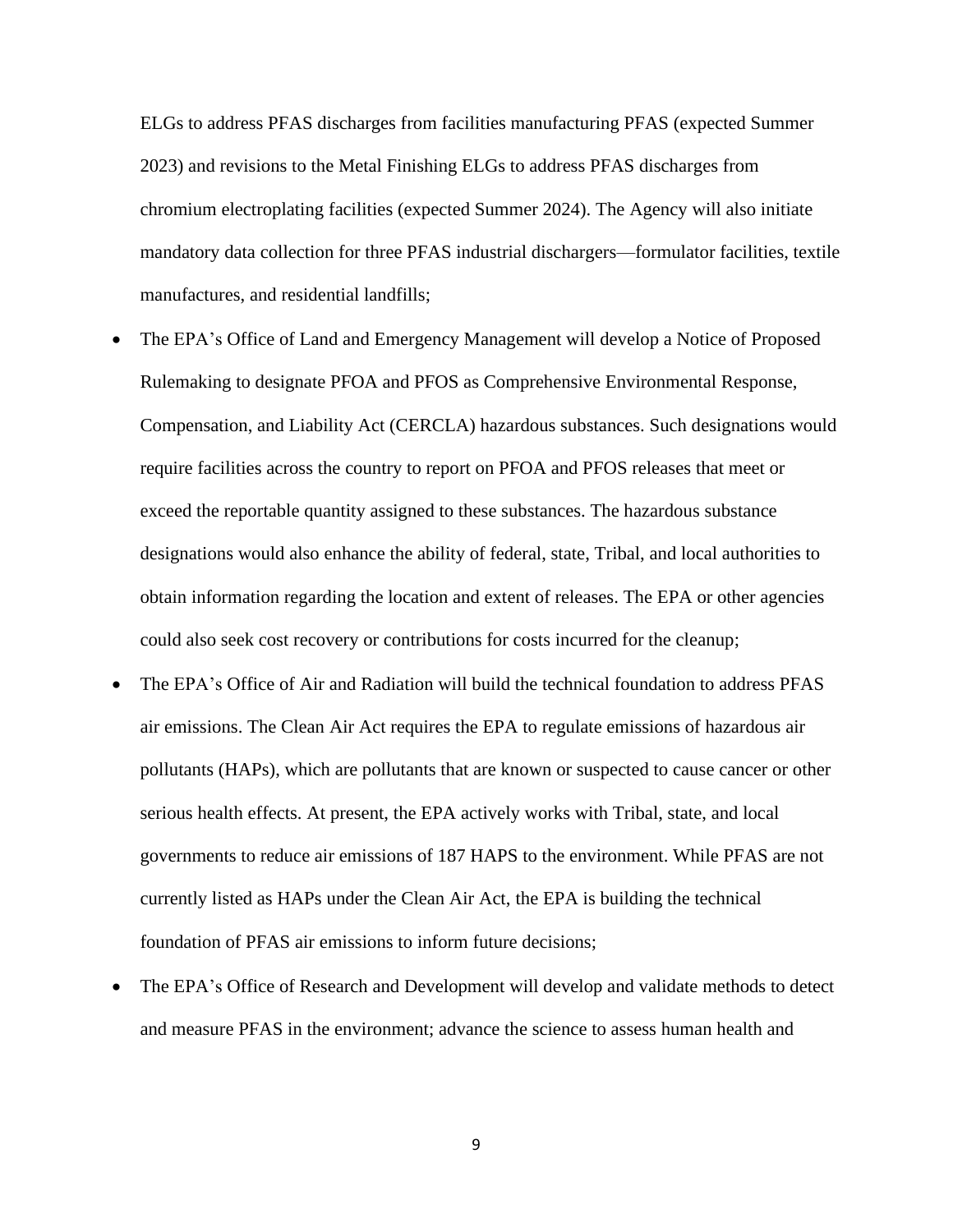ELGs to address PFAS discharges from facilities manufacturing PFAS (expected Summer 2023) and revisions to the Metal Finishing ELGs to address PFAS discharges from chromium electroplating facilities (expected Summer 2024). The Agency will also initiate mandatory data collection for three PFAS industrial dischargers—formulator facilities, textile manufactures, and residential landfills;

- The EPA's Office of Land and Emergency Management will develop a Notice of Proposed Rulemaking to designate PFOA and PFOS as Comprehensive Environmental Response, Compensation, and Liability Act (CERCLA) hazardous substances. Such designations would require facilities across the country to report on PFOA and PFOS releases that meet or exceed the reportable quantity assigned to these substances. The hazardous substance designations would also enhance the ability of federal, state, Tribal, and local authorities to obtain information regarding the location and extent of releases. The EPA or other agencies could also seek cost recovery or contributions for costs incurred for the cleanup;
- The EPA's Office of Air and Radiation will build the technical foundation to address PFAS air emissions. The Clean Air Act requires the EPA to regulate emissions of hazardous air pollutants (HAPs), which are pollutants that are known or suspected to cause cancer or other serious health effects. At present, the EPA actively works with Tribal, state, and local governments to reduce air emissions of 187 HAPS to the environment. While PFAS are not currently listed as HAPs under the Clean Air Act, the EPA is building the technical foundation of PFAS air emissions to inform future decisions;
- The EPA's Office of Research and Development will develop and validate methods to detect and measure PFAS in the environment; advance the science to assess human health and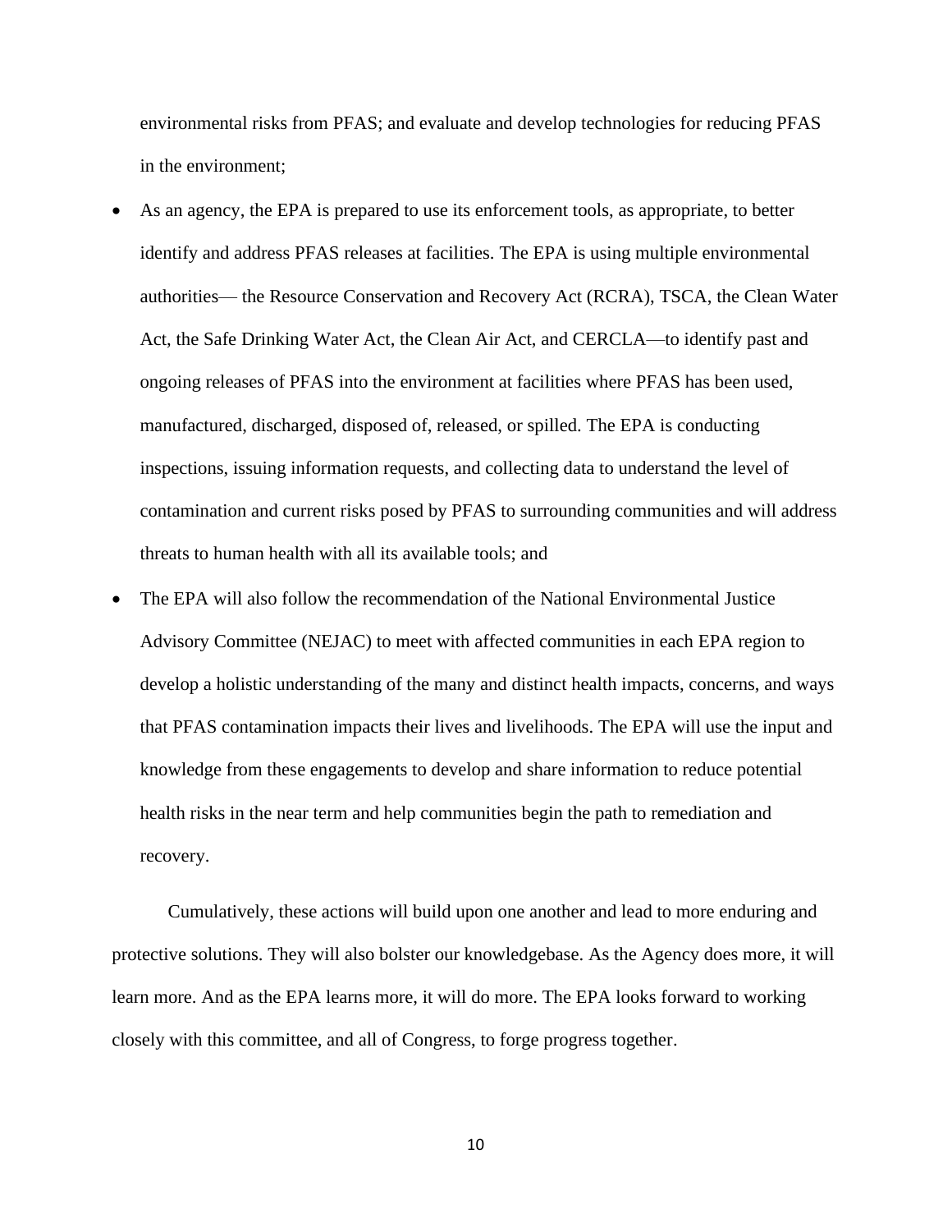environmental risks from PFAS; and evaluate and develop technologies for reducing PFAS in the environment;

- As an agency, the EPA is prepared to use its enforcement tools, as appropriate, to better identify and address PFAS releases at facilities. The EPA is using multiple environmental authorities— the Resource Conservation and Recovery Act (RCRA), TSCA, the Clean Water Act, the Safe Drinking Water Act, the Clean Air Act, and CERCLA—to identify past and ongoing releases of PFAS into the environment at facilities where PFAS has been used, manufactured, discharged, disposed of, released, or spilled. The EPA is conducting inspections, issuing information requests, and collecting data to understand the level of contamination and current risks posed by PFAS to surrounding communities and will address threats to human health with all its available tools; and
- The EPA will also follow the recommendation of the National Environmental Justice Advisory Committee (NEJAC) to meet with affected communities in each EPA region to develop a holistic understanding of the many and distinct health impacts, concerns, and ways that PFAS contamination impacts their lives and livelihoods. The EPA will use the input and knowledge from these engagements to develop and share information to reduce potential health risks in the near term and help communities begin the path to remediation and recovery.

Cumulatively, these actions will build upon one another and lead to more enduring and protective solutions. They will also bolster our knowledgebase. As the Agency does more, it will learn more. And as the EPA learns more, it will do more. The EPA looks forward to working closely with this committee, and all of Congress, to forge progress together.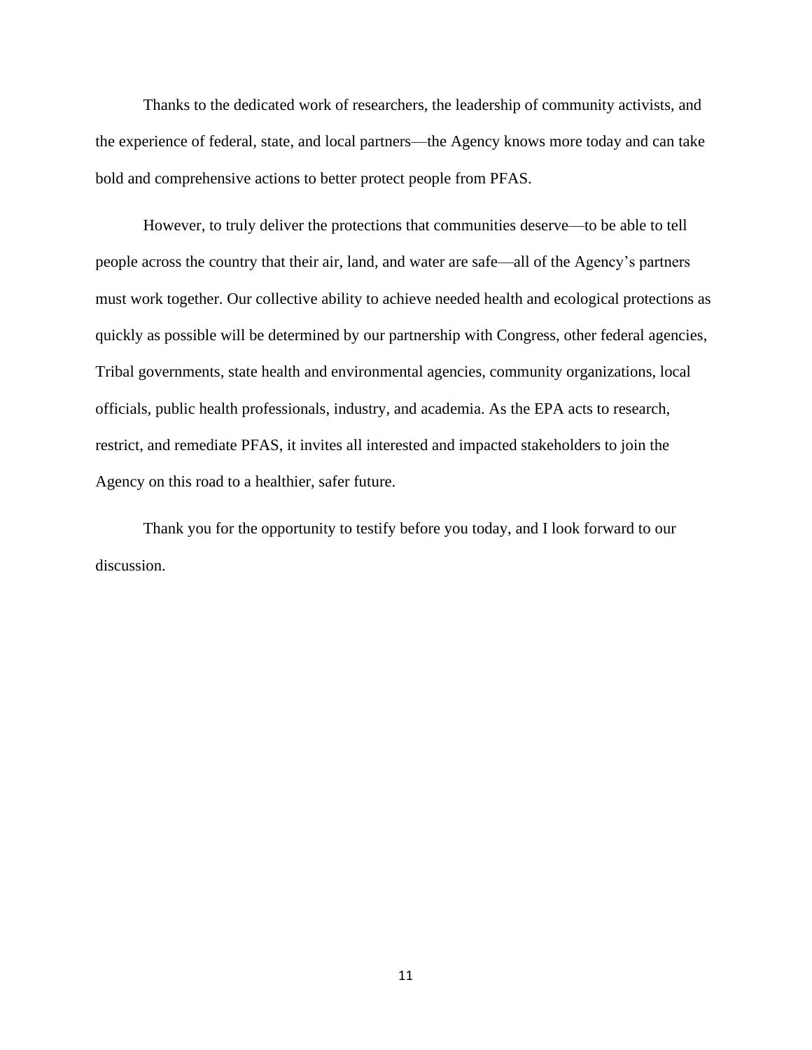Thanks to the dedicated work of researchers, the leadership of community activists, and the experience of federal, state, and local partners—the Agency knows more today and can take bold and comprehensive actions to better protect people from PFAS.

However, to truly deliver the protections that communities deserve—to be able to tell people across the country that their air, land, and water are safe—all of the Agency's partners must work together. Our collective ability to achieve needed health and ecological protections as quickly as possible will be determined by our partnership with Congress, other federal agencies, Tribal governments, state health and environmental agencies, community organizations, local officials, public health professionals, industry, and academia. As the EPA acts to research, restrict, and remediate PFAS, it invites all interested and impacted stakeholders to join the Agency on this road to a healthier, safer future.

Thank you for the opportunity to testify before you today, and I look forward to our discussion.